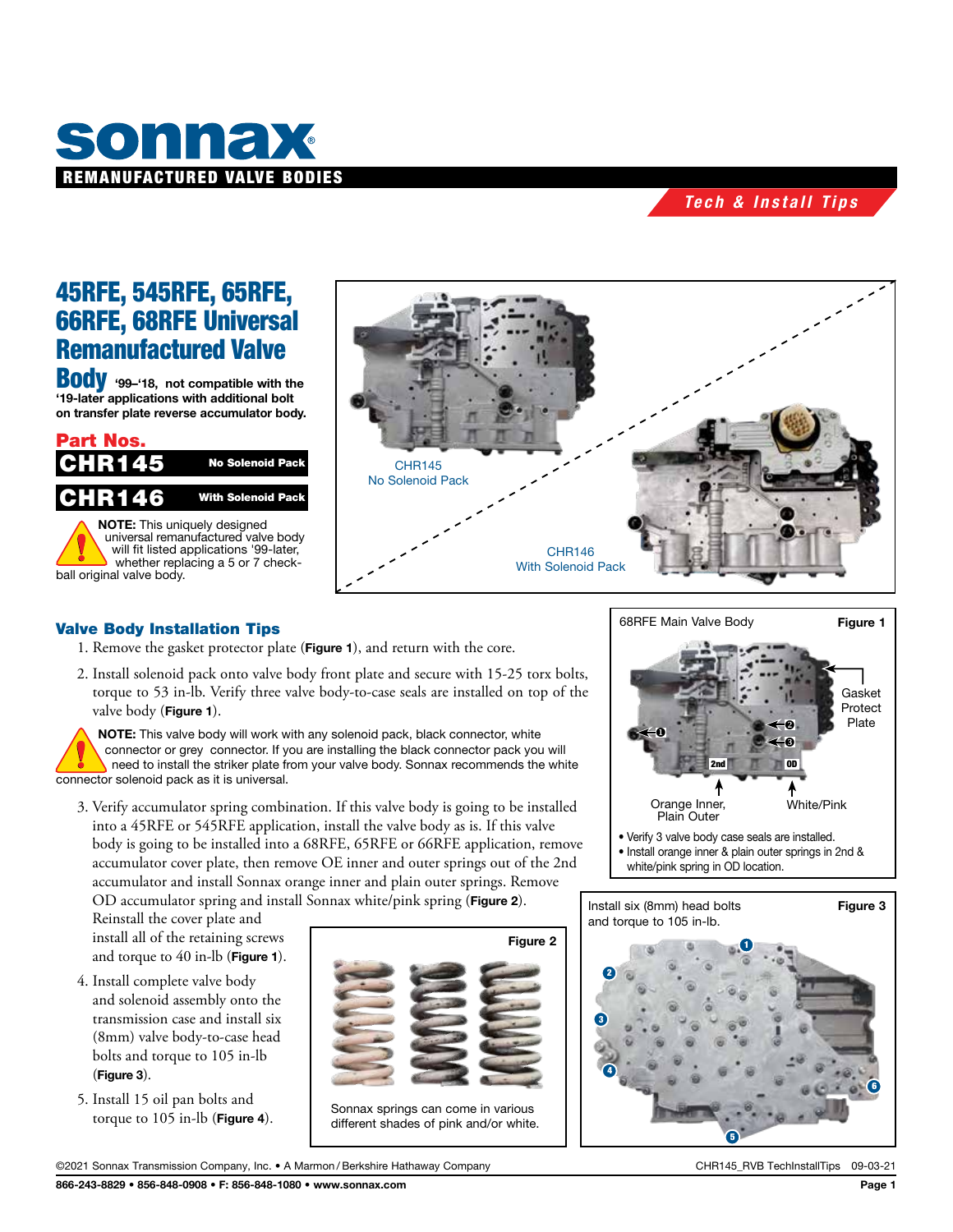# sonnax

**REMANUFACTURED VALVE BODIES**

*Tech & Install Tips*

# 45RFE, 545RFE, 65RFE, 66RFE, 68RFE Universal Remanufactured Valve Body

**'99–'18, not compatible with the '19-later applications with additional bolt on transfer plate reverse accumulator body.**

## Part Nos.

**CHR145** — No Solenoid Pack

**CHR146** — With Solenoid Pack

**NOTE:** This uniquely designed universal remanufactured valve body will fit listed applications '99-later, whether replacing a 5 or 7 check-ball original valve body.

CHR145
No Solenoid Pack

CHR146
With Solenoid Pack

## Valve Body Installation Tips

1. Remove the gasket protector plate (**Figure 1**), and return with the core.
2. Install solenoid pack onto valve body front plate and secure with 15-25 torx bolts, torque to 53 in-lb. Verify three valve body-to-case seals are installed on top of the valve body (**Figure 1**).

**NOTE:** This valve body will work with any solenoid pack, black connector, white connector or grey connector. If you are installing the black connector pack you will need to install the striker plate from your valve body. Sonnax recommends the white connector solenoid pack as it is universal.

3. Verify accumulator spring combination. If this valve body is going to be installed into a 45RFE or 545RFE application, install the valve body as is. If this valve body is going to be installed into a 68RFE, 65RFE or 66RFE application, remove accumulator cover plate, then remove OE inner and outer springs out of the 2nd accumulator and install Sonnax orange inner and plain outer springs. Remove OD accumulator spring and install Sonnax white/pink spring (**Figure 2**). Reinstall the cover plate and install all of the retaining screws and torque to 40 in-lb (**Figure 1**).
4. Install complete valve body and solenoid assembly onto the transmission case and install six (8mm) valve body-to-case head bolts and torque to 105 in-lb (**Figure 3**).
5. Install 15 oil pan bolts and torque to 105 in-lb (**Figure 4**).

**Figure 1**

68RFE Main Valve Body

Gasket Protect Plate

2nd — Orange Inner, Plain Outer

OD — White/Pink

- Verify 3 valve body case seals are installed.
- Install orange inner & plain outer springs in 2nd & white/pink spring in OD location.

**Figure 2**

Sonnax springs can come in various different shades of pink and/or white.

**Figure 3**

Install six (8mm) head bolts and torque to 105 in-lb.

©2021 Sonnax Transmission Company, Inc. • A Marmon / Berkshire Hathaway Company — CHR145_RVB TechInstallTips 09-03-21

866-243-8829 • 856-848-0908 • F: 856-848-1080 • www.sonnax.com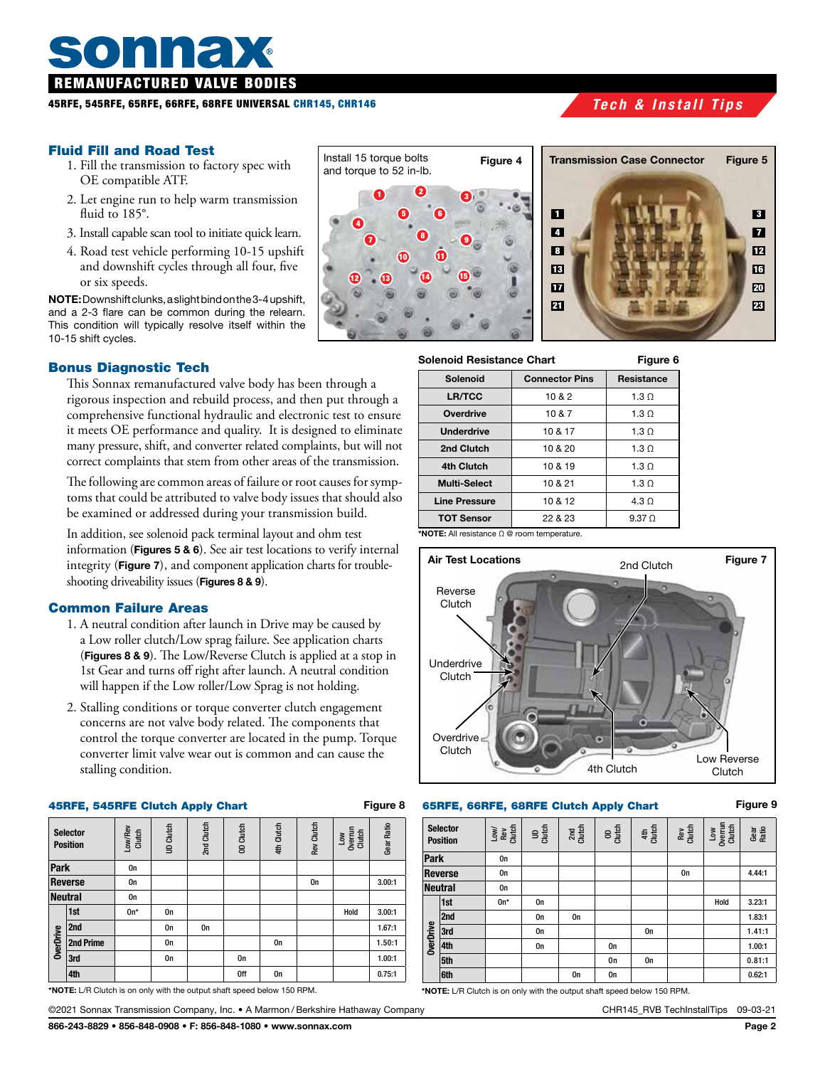# sonnax

## REMANUFACTURED VALVE BODIES

**45RFE, 545RFE, 65RFE, 66RFE, 68RFE UNIVERSAL CHR145, CHR146**

*Tech & Install Tips*

### Fluid Fill and Road Test

1. Fill the transmission to factory spec with OE compatible ATF.
2. Let engine run to help warm transmission fluid to 185°.
3. Install capable scan tool to initiate quick learn.
4. Road test vehicle performing 10-15 upshift and downshift cycles through all four, five or six speeds.

**NOTE:** Downshift clunks, a slight bind on the 3-4 upshift, and a 2-3 flare can be common during the relearn. This condition will typically resolve itself within the 10-15 shift cycles.

**Figure 4**

Install 15 torque bolts and torque to 52 in-lb.

1 2 3 4 5 6 7 8 9 10 11 12 13 14 15

**Figure 5**

Transmission Case Connector

1 4 8 13 17 21 3 7 12 16 20 23

### Bonus Diagnostic Tech

This Sonnax remanufactured valve body has been through a rigorous inspection and rebuild process, and then put through a comprehensive functional hydraulic and electronic test to ensure it meets OE performance and quality. It is designed to eliminate many pressure, shift, and converter related complaints, but will not correct complaints that stem from other areas of the transmission.

The following are common areas of failure or root causes for symptoms that could be attributed to valve body issues that should also be examined or addressed during your transmission build.

In addition, see solenoid pack terminal layout and ohm test information (**Figures 5 & 6**). See air test locations to verify internal integrity (**Figure 7**), and component application charts for troubleshooting driveability issues (**Figures 8 & 9**).

**Solenoid Resistance Chart** — **Figure 6**

| Solenoid | Connector Pins | Resistance |
|---|---|---|
| LR/TCC | 10 & 2 | 1.3 Ω |
| Overdrive | 10 & 7 | 1.3 Ω |
| Underdrive | 10 & 17 | 1.3 Ω |
| 2nd Clutch | 10 & 20 | 1.3 Ω |
| 4th Clutch | 10 & 19 | 1.3 Ω |
| Multi-Select | 10 & 21 | 1.3 Ω |
| Line Pressure | 10 & 12 | 4.3 Ω |
| TOT Sensor | 22 & 23 | 9.37 Ω |

***NOTE:** All resistance Ω @ room temperature.

### Common Failure Areas

1. A neutral condition after launch in Drive may be caused by a Low roller clutch/Low sprag failure. See application charts (**Figures 8 & 9**). The Low/Reverse Clutch is applied at a stop in 1st Gear and turns off right after launch. A neutral condition will happen if the Low roller/Low Sprag is not holding.
2. Stalling conditions or torque converter clutch engagement concerns are not valve body related. The components that control the torque converter are located in the pump. Torque converter limit valve wear out is common and can cause the stalling condition.

**Air Test Locations** — **Figure 7**

2nd Clutch
Reverse Clutch
Underdrive Clutch
Overdrive Clutch
4th Clutch
Low Reverse Clutch

**45RFE, 545RFE Clutch Apply Chart** — **Figure 8**

| Selector Position | | Low/Rev Clutch | UD Clutch | 2nd Clutch | OD Clutch | 4th Clutch | Rev Clutch | Low Overrun Clutch | Gear Ratio |
|---|---|---|---|---|---|---|---|---|---|
| Park | | On | | | | | | | |
| Reverse | | On | | | | | On | | 3.00:1 |
| Neutral | | On | | | | | | | |
| OverDrive | 1st | On* | On | | | | | Hold | 3.00:1 |
| | 2nd | | On | On | | | | | 1.67:1 |
| | 2nd Prime | | On | | | On | | | 1.50:1 |
| | 3rd | | On | | On | | | | 1.00:1 |
| | 4th | | | | Off | On | | | 0.75:1 |

***NOTE:** L/R Clutch is on only with the output shaft speed below 150 RPM.

**65RFE, 66RFE, 68RFE Clutch Apply Chart** — **Figure 9**

| Selector Position | | Low/Rev Clutch | UD Clutch | 2nd Clutch | OD Clutch | 4th Clutch | Rev Clutch | Low Overrun Clutch | Gear Ratio |
|---|---|---|---|---|---|---|---|---|---|
| Park | | On | | | | | | | |
| Reverse | | On | | | | | On | | 4.44:1 |
| Neutral | | On | | | | | | | |
| OverDrive | 1st | On* | On | | | | | Hold | 3.23:1 |
| | 2nd | | On | On | | | | | 1.83:1 |
| | 3rd | | On | | | On | | | 1.41:1 |
| | 4th | | On | | On | | | | 1.00:1 |
| | 5th | | | | On | On | | | 0.81:1 |
| | 6th | | | On | On | | | | 0.62:1 |

***NOTE:** L/R Clutch is on only with the output shaft speed below 150 RPM.

©2021 Sonnax Transmission Company, Inc. • A Marmon / Berkshire Hathaway Company — CHR145_RVB TechInstallTips 09-03-21

866-243-8829 • 856-848-0908 • F: 856-848-1080 • www.sonnax.com